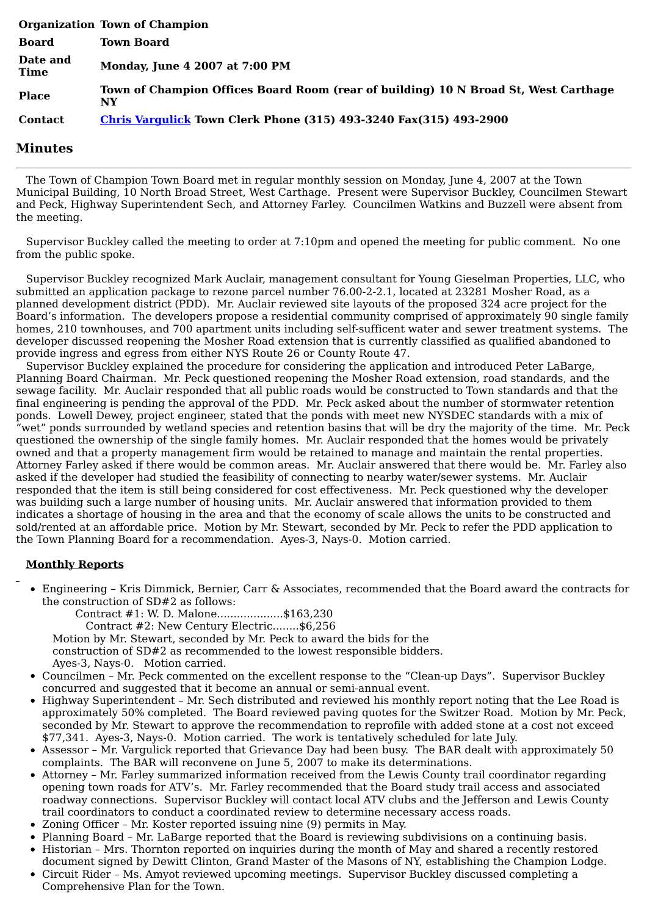| | |
|---|---|
| **Organization** | **Town of Champion** |
| **Board** | **Town Board** |
| **Date and Time** | **Monday, June 4 2007 at 7:00 PM** |
| **Place** | **Town of Champion Offices Board Room (rear of building) 10 N Broad St, West Carthage NY** |
| **Contact** | **Chris Vargulick Town Clerk Phone (315) 493-3240 Fax(315) 493-2900** |

## Minutes

The Town of Champion Town Board met in regular monthly session on Monday, June 4, 2007 at the Town Municipal Building, 10 North Broad Street, West Carthage. Present were Supervisor Buckley, Councilmen Stewart and Peck, Highway Superintendent Sech, and Attorney Farley. Councilmen Watkins and Buzzell were absent from the meeting.

Supervisor Buckley called the meeting to order at 7:10pm and opened the meeting for public comment. No one from the public spoke.

Supervisor Buckley recognized Mark Auclair, management consultant for Young Gieselman Properties, LLC, who submitted an application package to rezone parcel number 76.00-2-2.1, located at 23281 Mosher Road, as a planned development district (PDD). Mr. Auclair reviewed site layouts of the proposed 324 acre project for the Board's information. The developers propose a residential community comprised of approximately 90 single family homes, 210 townhouses, and 700 apartment units including self-sufficent water and sewer treatment systems. The developer discussed reopening the Mosher Road extension that is currently classified as qualified abandoned to provide ingress and egress from either NYS Route 26 or County Route 47.

Supervisor Buckley explained the procedure for considering the application and introduced Peter LaBarge, Planning Board Chairman. Mr. Peck questioned reopening the Mosher Road extension, road standards, and the sewage facility. Mr. Auclair responded that all public roads would be constructed to Town standards and that the final engineering is pending the approval of the PDD. Mr. Peck asked about the number of stormwater retention ponds. Lowell Dewey, project engineer, stated that the ponds with meet new NYSDEC standards with a mix of "wet" ponds surrounded by wetland species and retention basins that will be dry the majority of the time. Mr. Peck questioned the ownership of the single family homes. Mr. Auclair responded that the homes would be privately owned and that a property management firm would be retained to manage and maintain the rental properties. Attorney Farley asked if there would be common areas. Mr. Auclair answered that there would be. Mr. Farley also asked if the developer had studied the feasibility of connecting to nearby water/sewer systems. Mr. Auclair responded that the item is still being considered for cost effectiveness. Mr. Peck questioned why the developer was building such a large number of housing units. Mr. Auclair answered that information provided to them indicates a shortage of housing in the area and that the economy of scale allows the units to be constructed and sold/rented at an affordable price. Motion by Mr. Stewart, seconded by Mr. Peck to refer the PDD application to the Town Planning Board for a recommendation. Ayes-3, Nays-0. Motion carried.

**Monthly Reports**

- Engineering – Kris Dimmick, Bernier, Carr & Associates, recommended that the Board award the contracts for the construction of SD#2 as follows:
  Contract #1: W. D. Malone....................$163,230
  Contract #2: New Century Electric........$6,256
  Motion by Mr. Stewart, seconded by Mr. Peck to award the bids for the construction of SD#2 as recommended to the lowest responsible bidders.
  Ayes-3, Nays-0. Motion carried.
- Councilmen – Mr. Peck commented on the excellent response to the "Clean-up Days". Supervisor Buckley concurred and suggested that it become an annual or semi-annual event.
- Highway Superintendent – Mr. Sech distributed and reviewed his monthly report noting that the Lee Road is approximately 50% completed. The Board reviewed paving quotes for the Switzer Road. Motion by Mr. Peck, seconded by Mr. Stewart to approve the recommendation to reprofile with added stone at a cost not exceed $77,341. Ayes-3, Nays-0. Motion carried. The work is tentatively scheduled for late July.
- Assessor – Mr. Vargulick reported that Grievance Day had been busy. The BAR dealt with approximately 50 complaints. The BAR will reconvene on June 5, 2007 to make its determinations.
- Attorney – Mr. Farley summarized information received from the Lewis County trail coordinator regarding opening town roads for ATV's. Mr. Farley recommended that the Board study trail access and associated roadway connections. Supervisor Buckley will contact local ATV clubs and the Jefferson and Lewis County trail coordinators to conduct a coordinated review to determine necessary access roads.
- Zoning Officer – Mr. Koster reported issuing nine (9) permits in May.
- Planning Board – Mr. LaBarge reported that the Board is reviewing subdivisions on a continuing basis.
- Historian – Mrs. Thornton reported on inquiries during the month of May and shared a recently restored document signed by Dewitt Clinton, Grand Master of the Masons of NY, establishing the Champion Lodge.
- Circuit Rider – Ms. Amyot reviewed upcoming meetings. Supervisor Buckley discussed completing a Comprehensive Plan for the Town.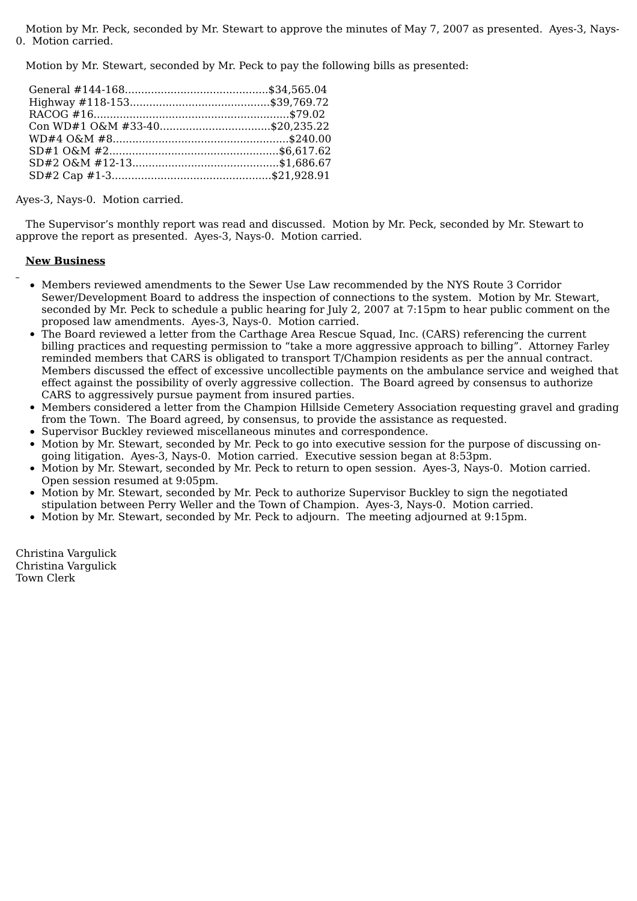Motion by Mr. Peck, seconded by Mr. Stewart to approve the minutes of May 7, 2007 as presented. Ayes-3, Nays-0. Motion carried.

Motion by Mr. Stewart, seconded by Mr. Peck to pay the following bills as presented:

General #144-168............................................$34,565.04
Highway #118-153...........................................$39,769.72
RACOG #16............................................................$79.02
Con WD#1 O&M #33-40..................................$20,235.22
WD#4 O&M #8.....................................................$240.00
SD#1 O&M #2....................................................$6,617.62
SD#2 O&M #12-13.............................................$1,686.67
SD#2 Cap #1-3................................................$21,928.91

Ayes-3, Nays-0. Motion carried.

The Supervisor's monthly report was read and discussed. Motion by Mr. Peck, seconded by Mr. Stewart to approve the report as presented. Ayes-3, Nays-0. Motion carried.

**New Business**

- Members reviewed amendments to the Sewer Use Law recommended by the NYS Route 3 Corridor Sewer/Development Board to address the inspection of connections to the system. Motion by Mr. Stewart, seconded by Mr. Peck to schedule a public hearing for July 2, 2007 at 7:15pm to hear public comment on the proposed law amendments. Ayes-3, Nays-0. Motion carried.
- The Board reviewed a letter from the Carthage Area Rescue Squad, Inc. (CARS) referencing the current billing practices and requesting permission to "take a more aggressive approach to billing". Attorney Farley reminded members that CARS is obligated to transport T/Champion residents as per the annual contract. Members discussed the effect of excessive uncollectible payments on the ambulance service and weighed that effect against the possibility of overly aggressive collection. The Board agreed by consensus to authorize CARS to aggressively pursue payment from insured parties.
- Members considered a letter from the Champion Hillside Cemetery Association requesting gravel and grading from the Town. The Board agreed, by consensus, to provide the assistance as requested.
- Supervisor Buckley reviewed miscellaneous minutes and correspondence.
- Motion by Mr. Stewart, seconded by Mr. Peck to go into executive session for the purpose of discussing on-going litigation. Ayes-3, Nays-0. Motion carried. Executive session began at 8:53pm.
- Motion by Mr. Stewart, seconded by Mr. Peck to return to open session. Ayes-3, Nays-0. Motion carried. Open session resumed at 9:05pm.
- Motion by Mr. Stewart, seconded by Mr. Peck to authorize Supervisor Buckley to sign the negotiated stipulation between Perry Weller and the Town of Champion. Ayes-3, Nays-0. Motion carried.
- Motion by Mr. Stewart, seconded by Mr. Peck to adjourn. The meeting adjourned at 9:15pm.

Christina Vargulick
Christina Vargulick
Town Clerk